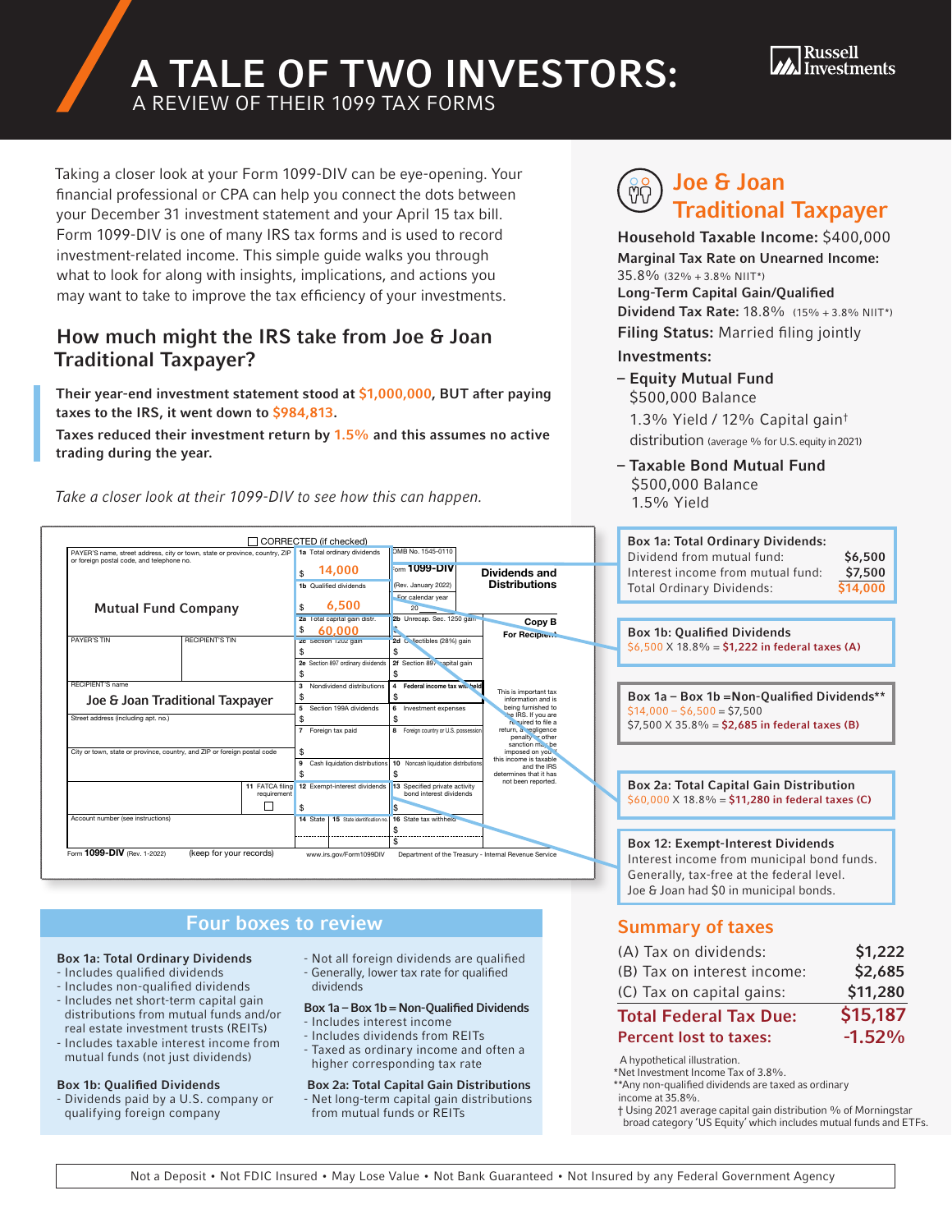# A TALE OF TWO INVESTORS:

## A REVIEW OF THEIR 1099 TAX FORMS

Russell Investments

Taking a closer look at your Form 1099-DIV can be eye-opening. Your financial professional or CPA can help you connect the dots between your December 31 investment statement and your April 15 tax bill. Form 1099-DIV is one of many IRS tax forms and is used to record investment-related income. This simple guide walks you through what to look for along with insights, implications, and actions you may want to take to improve the tax efficiency of your investments.

## How much might the IRS take from Joe & Joan Traditional Taxpayer?

**Their year-end investment statement stood at $1,000,000, BUT after paying taxes to the IRS, it went down to $984,813.**

**Taxes reduced their investment return by 1.5% and this assumes no active trading during the year.**

*Take a closer look at their 1099-DIV to see how this can happen.*

| Form 1099-DIV field | Value |
|---|---|
| PAYER'S name | Mutual Fund Company |
| RECIPIENT'S name | Joe & Joan Traditional Taxpayer |
| 1a Total ordinary dividends | $ 14,000 |
| 1b Qualified dividends | $ 6,500 |
| 2a Total capital gain distr. | $ 60,000 |

Form 1099-DIV (Rev. January 2022) — Dividends and Distributions — Copy B For Recipient

## Joe & Joan Traditional Taxpayer

**Household Taxable Income:** $400,000

**Marginal Tax Rate on Unearned Income:** 35.8% (32% + 3.8% NIIT*)

**Long-Term Capital Gain/Qualified Dividend Tax Rate:** 18.8% (15% + 3.8% NIIT*)

**Filing Status:** Married filing jointly

**Investments:**

- **Equity Mutual Fund**
  $500,000 Balance
  1.3% Yield / 12% Capital gain† distribution (average % for U.S. equity in 2021)
- **Taxable Bond Mutual Fund**
  $500,000 Balance
  1.5% Yield

**Box 1a: Total Ordinary Dividends:**

| | |
|---|---|
| Dividend from mutual fund: | $6,500 |
| Interest income from mutual fund: | $7,500 |
| Total Ordinary Dividends: | $14,000 |

**Box 1b: Qualified Dividends**
$6,500 X 18.8% = **$1,222 in federal taxes (A)**

**Box 1a – Box 1b = Non-Qualified Dividends****
$14,000 – $6,500 = $7,500
$7,500 X 35.8% = **$2,685 in federal taxes (B)**

**Box 2a: Total Capital Gain Distribution**
$60,000 X 18.8% = **$11,280 in federal taxes (C)**

**Box 12: Exempt-Interest Dividends**
Interest income from municipal bond funds. Generally, tax-free at the federal level. Joe & Joan had $0 in municipal bonds.

## Four boxes to review

**Box 1a: Total Ordinary Dividends**
- Includes qualified dividends
- Includes non-qualified dividends
- Includes net short-term capital gain distributions from mutual funds and/or real estate investment trusts (REITs)
- Includes taxable interest income from mutual funds (not just dividends)
- Not all foreign dividends are qualified
- Generally, lower tax rate for qualified dividends

**Box 1b: Qualified Dividends**
- Dividends paid by a U.S. company or qualifying foreign company

**Box 1a – Box 1b = Non-Qualified Dividends**
- Includes interest income
- Includes dividends from REITs
- Taxed as ordinary income and often a higher corresponding tax rate

**Box 2a: Total Capital Gain Distributions**
- Net long-term capital gain distributions from mutual funds or REITs

## Summary of taxes

| | |
|---|---|
| (A) Tax on dividends: | $1,222 |
| (B) Tax on interest income: | $2,685 |
| (C) Tax on capital gains: | $11,280 |
| **Total Federal Tax Due:** | **$15,187** |
| **Percent lost to taxes:** | **-1.52%** |

A hypothetical illustration.
*Net Investment Income Tax of 3.8%.
**Any non-qualified dividends are taxed as ordinary income at 35.8%.
† Using 2021 average capital gain distribution % of Morningstar broad category 'US Equity' which includes mutual funds and ETFs.

Not a Deposit • Not FDIC Insured • May Lose Value • Not Bank Guaranteed • Not Insured by any Federal Government Agency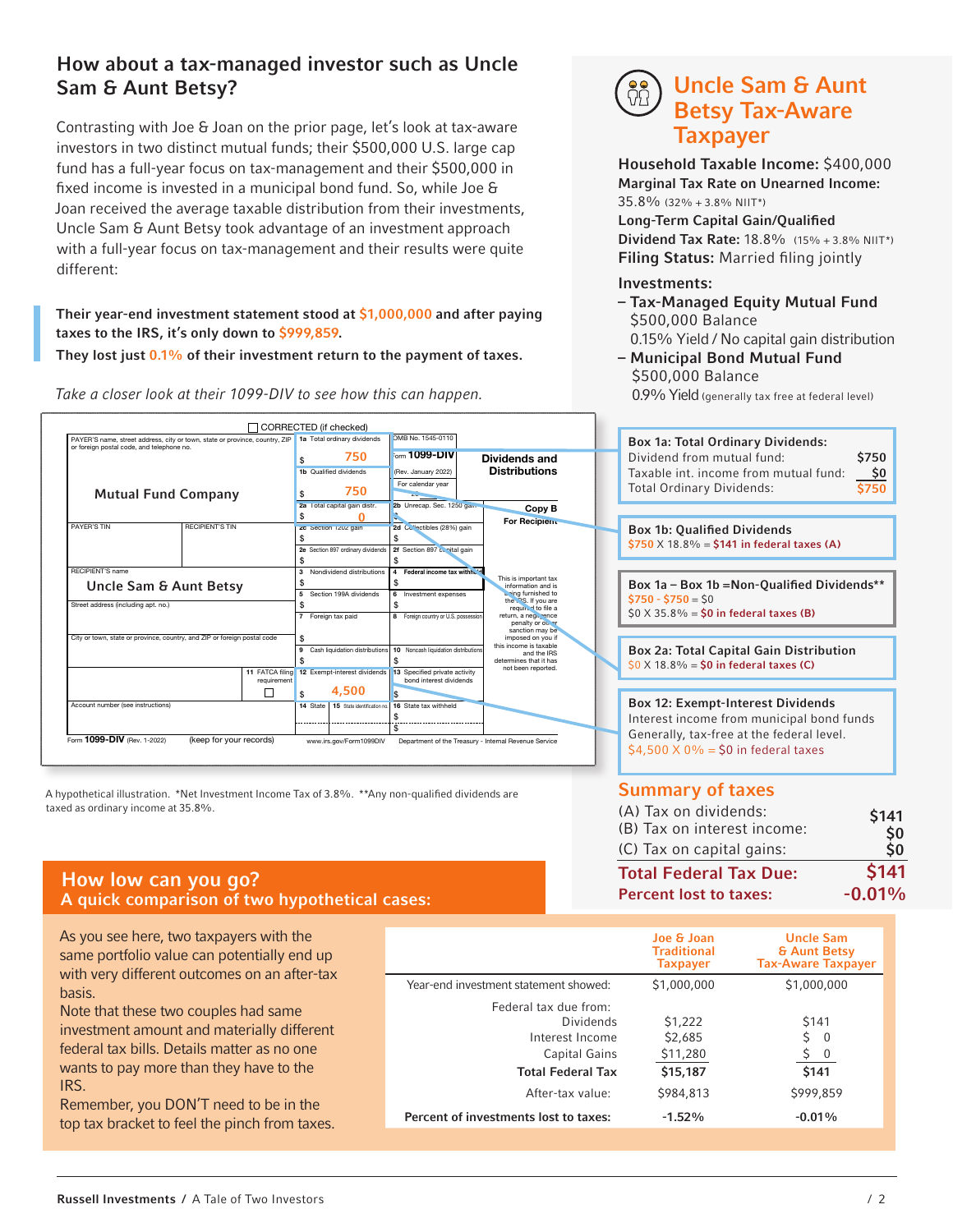## How about a tax-managed investor such as Uncle Sam & Aunt Betsy?

Contrasting with Joe & Joan on the prior page, let's look at tax-aware investors in two distinct mutual funds; their $500,000 U.S. large cap fund has a full-year focus on tax-management and their $500,000 in fixed income is invested in a municipal bond fund. So, while Joe & Joan received the average taxable distribution from their investments, Uncle Sam & Aunt Betsy took advantage of an investment approach with a full-year focus on tax-management and their results were quite different:

**Their year-end investment statement stood at $1,000,000 and after paying taxes to the IRS, it's only down to $999,859.**

**They lost just 0.1% of their investment return to the payment of taxes.**

*Take a closer look at their 1099-DIV to see how this can happen.*

**Form 1099-DIV (Rev. January 2022) — Dividends and Distributions — Copy B For Recipient**

- PAYER'S name: **Mutual Fund Company**
- RECIPIENT'S name: **Uncle Sam & Aunt Betsy**
- 1a Total ordinary dividends: $ 750
- 1b Qualified dividends: $ 750
- 2a Total capital gain distr.: $ 0
- 12 Exempt-interest dividends: $ 4,500

A hypothetical illustration. *Net Investment Income Tax of 3.8%. **Any non-qualified dividends are taxed as ordinary income at 35.8%.

## Uncle Sam & Aunt Betsy Tax-Aware Taxpayer

**Household Taxable Income:** $400,000
**Marginal Tax Rate on Unearned Income:** 35.8% (32% + 3.8% NIIT*)
**Long-Term Capital Gain/Qualified Dividend Tax Rate:** 18.8% (15% + 3.8% NIIT*)
**Filing Status:** Married filing jointly

**Investments:**
- **Tax-Managed Equity Mutual Fund**
  $500,000 Balance
  0.15% Yield / No capital gain distribution
- **Municipal Bond Mutual Fund**
  $500,000 Balance
  0.9% Yield (generally tax free at federal level)

**Box 1a: Total Ordinary Dividends:**

| | |
|---|---|
| Dividend from mutual fund: | $750 |
| Taxable int. income from mutual fund: | $0 |
| Total Ordinary Dividends: | $750 |

**Box 1b: Qualified Dividends**
$750 X 18.8% = **$141 in federal taxes (A)**

**Box 1a – Box 1b =Non-Qualified Dividends****
$750 - $750 = $0
$0 X 35.8% = **$0 in federal taxes (B)**

**Box 2a: Total Capital Gain Distribution**
$0 X 18.8% = **$0 in federal taxes (C)**

**Box 12: Exempt-Interest Dividends**
Interest income from municipal bond funds
Generally, tax-free at the federal level.
$4,500 X 0% = $0 in federal taxes

### Summary of taxes

| | |
|---|---|
| (A) Tax on dividends: | $141 |
| (B) Tax on interest income: | $0 |
| (C) Tax on capital gains: | $0 |
| **Total Federal Tax Due:** | **$141** |
| **Percent lost to taxes:** | **-0.01%** |

## How low can you go?
### A quick comparison of two hypothetical cases:

As you see here, two taxpayers with the same portfolio value can potentially end up with very different outcomes on an after-tax basis.

Note that these two couples had same investment amount and materially different federal tax bills. Details matter as no one wants to pay more than they have to the IRS.

Remember, you DON'T need to be in the top tax bracket to feel the pinch from taxes.

| | Joe & Joan Traditional Taxpayer | Uncle Sam & Aunt Betsy Tax-Aware Taxpayer |
|---|---|---|
| Year-end investment statement showed: | $1,000,000 | $1,000,000 |
| Federal tax due from: | | |
| Dividends | $1,222 | $141 |
| Interest Income | $2,685 | $ 0 |
| Capital Gains | $11,280 | $ 0 |
| **Total Federal Tax** | **$15,187** | **$141** |
| After-tax value: | $984,813 | $999,859 |
| **Percent of investments lost to taxes:** | **-1.52%** | **-0.01%** |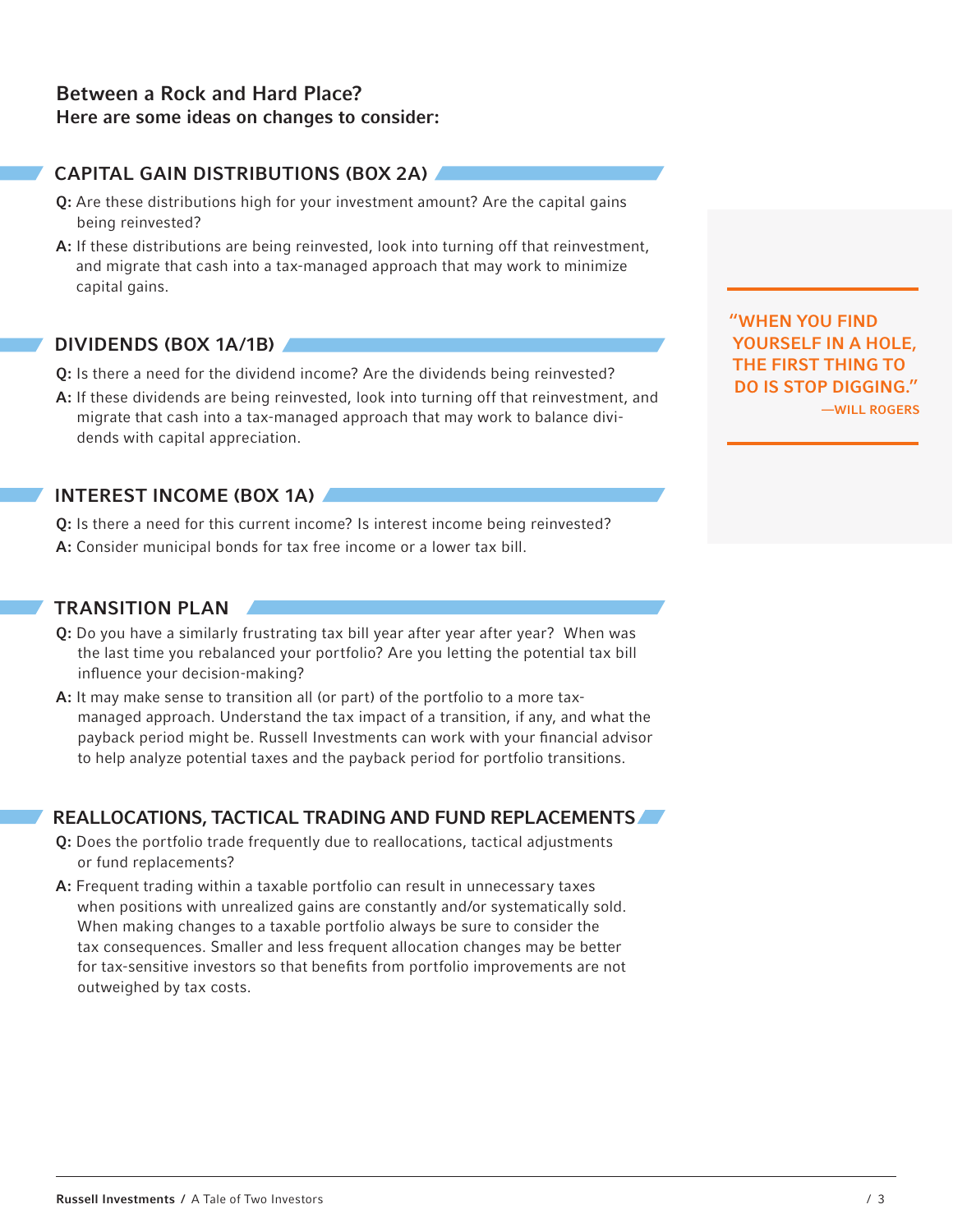## Between a Rock and Hard Place?
**Here are some ideas on changes to consider:**

### CAPITAL GAIN DISTRIBUTIONS (BOX 2A)

**Q:** Are these distributions high for your investment amount? Are the capital gains being reinvested?

**A:** If these distributions are being reinvested, look into turning off that reinvestment, and migrate that cash into a tax-managed approach that may work to minimize capital gains.

### DIVIDENDS (BOX 1A/1B)

**Q:** Is there a need for the dividend income? Are the dividends being reinvested?

**A:** If these dividends are being reinvested, look into turning off that reinvestment, and migrate that cash into a tax-managed approach that may work to balance dividends with capital appreciation.

### INTEREST INCOME (BOX 1A)

**Q:** Is there a need for this current income? Is interest income being reinvested?

**A:** Consider municipal bonds for tax free income or a lower tax bill.

### TRANSITION PLAN

**Q:** Do you have a similarly frustrating tax bill year after year after year? When was the last time you rebalanced your portfolio? Are you letting the potential tax bill influence your decision-making?

**A:** It may make sense to transition all (or part) of the portfolio to a more tax-managed approach. Understand the tax impact of a transition, if any, and what the payback period might be. Russell Investments can work with your financial advisor to help analyze potential taxes and the payback period for portfolio transitions.

### REALLOCATIONS, TACTICAL TRADING AND FUND REPLACEMENTS

**Q:** Does the portfolio trade frequently due to reallocations, tactical adjustments or fund replacements?

**A:** Frequent trading within a taxable portfolio can result in unnecessary taxes when positions with unrealized gains are constantly and/or systematically sold. When making changes to a taxable portfolio always be sure to consider the tax consequences. Smaller and less frequent allocation changes may be better for tax-sensitive investors so that benefits from portfolio improvements are not outweighed by tax costs.

> **"WHEN YOU FIND YOURSELF IN A HOLE, THE FIRST THING TO DO IS STOP DIGGING."**
> —WILL ROGERS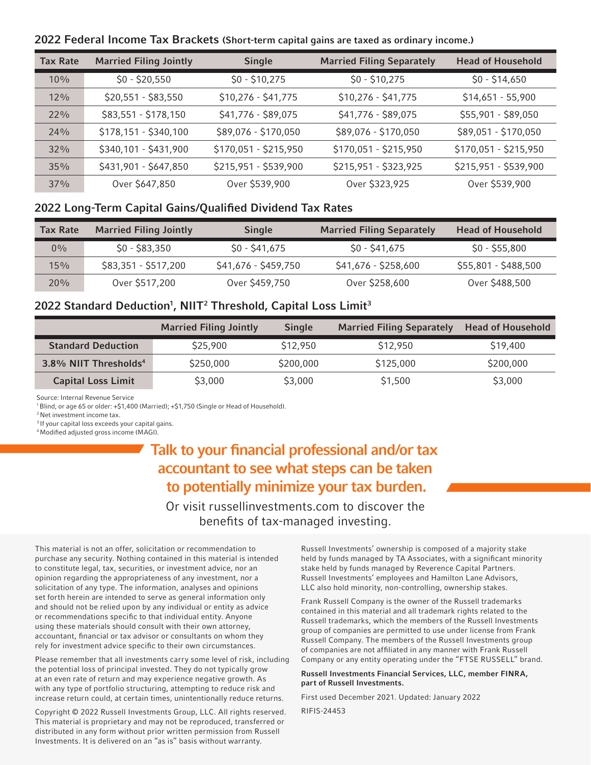## 2022 Federal Income Tax Brackets (Short-term capital gains are taxed as ordinary income.)

| Tax Rate | Married Filing Jointly | Single | Married Filing Separately | Head of Household |
|---|---|---|---|---|
| 10% | $0 - $20,550 | $0 - $10,275 | $0 - $10,275 | $0 - $14,650 |
| 12% | $20,551 - $83,550 | $10,276 - $41,775 | $10,276 - $41,775 | $14,651 - 55,900 |
| 22% | $83,551 - $178,150 | $41,776 - $89,075 | $41,776 - $89,075 | $55,901 - $89,050 |
| 24% | $178,151 - $340,100 | $89,076 - $170,050 | $89,076 - $170,050 | $89,051 - $170,050 |
| 32% | $340,101 - $431,900 | $170,051 - $215,950 | $170,051 - $215,950 | $170,051 - $215,950 |
| 35% | $431,901 - $647,850 | $215,951 - $539,900 | $215,951 - $323,925 | $215,951 - $539,900 |
| 37% | Over $647,850 | Over $539,900 | Over $323,925 | Over $539,900 |

## 2022 Long-Term Capital Gains/Qualified Dividend Tax Rates

| Tax Rate | Married Filing Jointly | Single | Married Filing Separately | Head of Household |
|---|---|---|---|---|
| 0% | $0 - $83,350 | $0 - $41,675 | $0 - $41,675 | $0 - $55,800 |
| 15% | $83,351 - $517,200 | $41,676 - $459,750 | $41,676 - $258,600 | $55,801 - $488,500 |
| 20% | Over $517,200 | Over $459,750 | Over $258,600 | Over $488,500 |

## 2022 Standard Deduction[1], NIIT[2] Threshold, Capital Loss Limit[3]

| | Married Filing Jointly | Single | Married Filing Separately | Head of Household |
|---|---|---|---|---|
| Standard Deduction | $25,900 | $12,950 | $12,950 | $19,400 |
| 3.8% NIIT Thresholds[4] | $250,000 | $200,000 | $125,000 | $200,000 |
| Capital Loss Limit | $3,000 | $3,000 | $1,500 | $3,000 |

Source: Internal Revenue Service

[1] Blind, or age 65 or older: +$1,400 (Married); +$1,750 (Single or Head of Household).

[2] Net investment income tax.

[3] If your capital loss exceeds your capital gains.

[4] Modified adjusted gross income (MAGI).

## Talk to your financial professional and/or tax accountant to see what steps can be taken to potentially minimize your tax burden.

Or visit russellinvestments.com to discover the benefits of tax-managed investing.

This material is not an offer, solicitation or recommendation to purchase any security. Nothing contained in this material is intended to constitute legal, tax, securities, or investment advice, nor an opinion regarding the appropriateness of any investment, nor a solicitation of any type. The information, analyses and opinions set forth herein are intended to serve as general information only and should not be relied upon by any individual or entity as advice or recommendations specific to that individual entity. Anyone using these materials should consult with their own attorney, accountant, financial or tax advisor or consultants on whom they rely for investment advice specific to their own circumstances.

Please remember that all investments carry some level of risk, including the potential loss of principal invested. They do not typically grow at an even rate of return and may experience negative growth. As with any type of portfolio structuring, attempting to reduce risk and increase return could, at certain times, unintentionally reduce returns.

Copyright © 2022 Russell Investments Group, LLC. All rights reserved. This material is proprietary and may not be reproduced, transferred or distributed in any form without prior written permission from Russell Investments. It is delivered on an "as is" basis without warranty.

Russell Investments' ownership is composed of a majority stake held by funds managed by TA Associates, with a significant minority stake held by funds managed by Reverence Capital Partners. Russell Investments' employees and Hamilton Lane Advisors, LLC also hold minority, non-controlling, ownership stakes.

Frank Russell Company is the owner of the Russell trademarks contained in this material and all trademark rights related to the Russell trademarks, which the members of the Russell Investments group of companies are permitted to use under license from Frank Russell Company. The members of the Russell Investments group of companies are not affiliated in any manner with Frank Russell Company or any entity operating under the "FTSE RUSSELL" brand.

**Russell Investments Financial Services, LLC, member FINRA, part of Russell Investments.**

First used December 2021. Updated: January 2022

RIFIS-24453